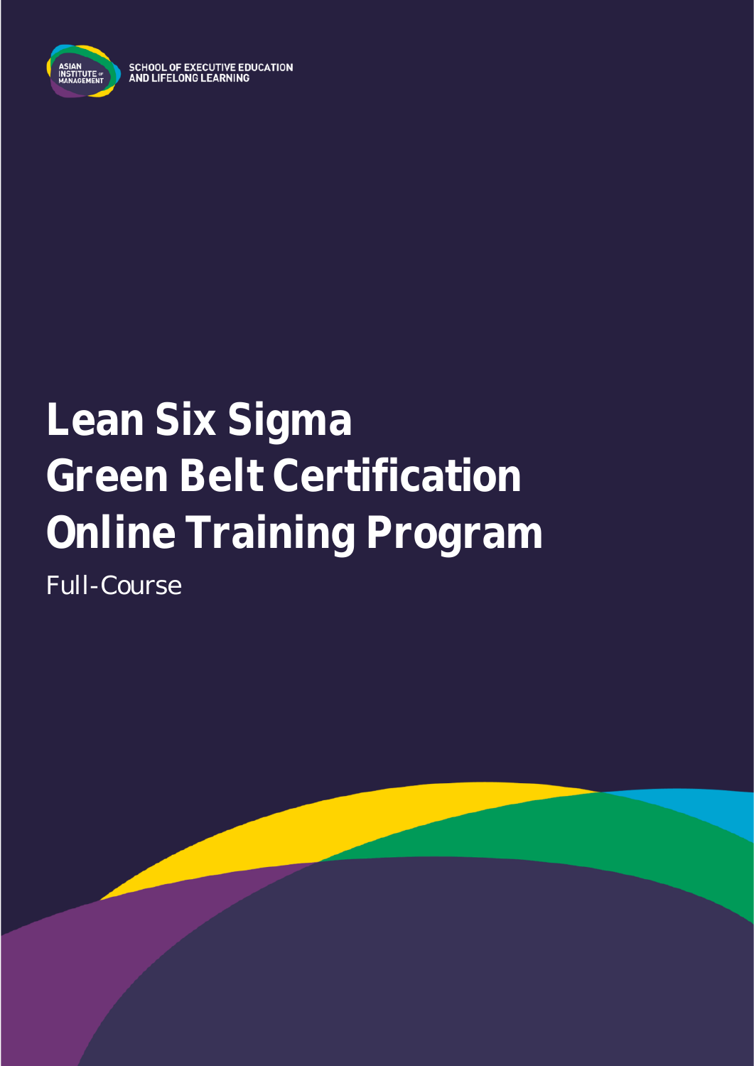ASIAN INSTITUTE OF MANAGEMENT

SCHOOL OF EXECUTIVE EDUCATION AND LIFELONG LEARNING

# Lean Six Sigma Green Belt Certification Online Training Program

Full-Course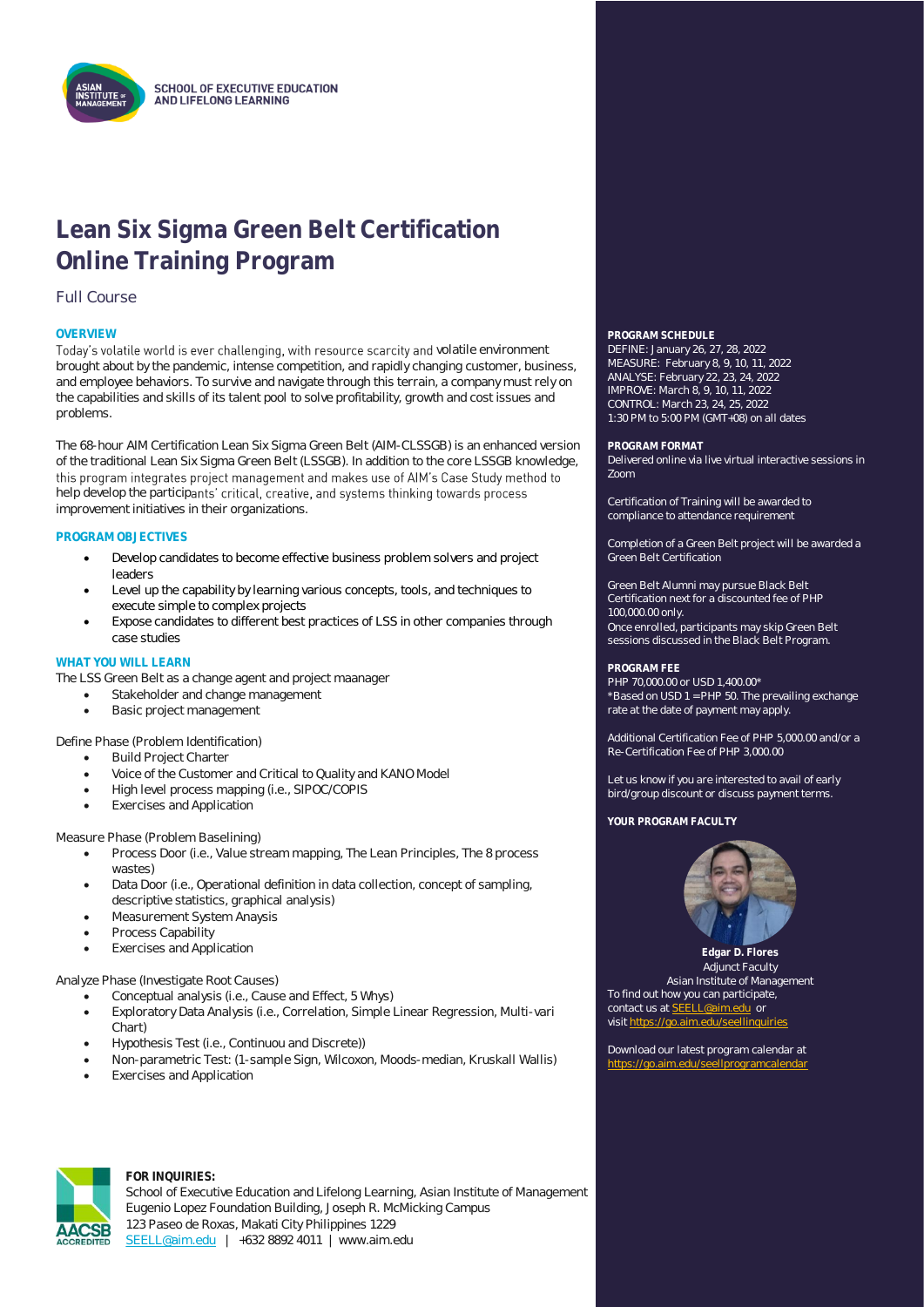SCHOOL OF EXECUTIVE EDUCATION AND LIFELONG LEARNING

# Lean Six Sigma Green Belt Certification Online Training Program

Full Course

## OVERVIEW

Today's volatile world is ever challenging, with resource scarcity and volatile environment brought about by the pandemic, intense competition, and rapidly changing customer, business, and employee behaviors. To survive and navigate through this terrain, a company must rely on the capabilities and skills of its talent pool to solve profitability, growth and cost issues and problems.

The 68-hour AIM Certification Lean Six Sigma Green Belt (AIM-CLSSGB) is an enhanced version of the traditional Lean Six Sigma Green Belt (LSSGB). In addition to the core LSSGB knowledge, this program integrates project management and makes use of AIM's Case Study method to help develop the participants' critical, creative, and systems thinking towards process improvement initiatives in their organizations.

## PROGRAM OBJECTIVES

- Develop candidates to become effective business problem solvers and project leaders
- Level up the capability by learning various concepts, tools, and techniques to execute simple to complex projects
- Expose candidates to different best practices of LSS in other companies through case studies

## WHAT YOU WILL LEARN

The LSS Green Belt as a change agent and project maanager

- Stakeholder and change management
- Basic project management

Define Phase (Problem Identification)

- Build Project Charter
- Voice of the Customer and Critical to Quality and KANO Model
- High level process mapping (i.e., SIPOC/COPIS
- Exercises and Application

Measure Phase (Problem Baselining)

- Process Door (i.e., Value stream mapping, The Lean Principles, The 8 process wastes)
- Data Door (i.e., Operational definition in data collection, concept of sampling, descriptive statistics, graphical analysis)
- Measurement System Anaysis
- Process Capability
- Exercises and Application

Analyze Phase (Investigate Root Causes)

- Conceptual analysis (i.e., Cause and Effect, 5 Whys)
- Exploratory Data Analysis (i.e., Correlation, Simple Linear Regression, Multi-vari Chart)
- Hypothesis Test (i.e., Continuou and Discrete))
- Non-parametric Test: (1-sample Sign, Wilcoxon, Moods-median, Kruskall Wallis)
- Exercises and Application

**PROGRAM SCHEDULE**
DEFINE: January 26, 27, 28, 2022
MEASURE: February 8, 9, 10, 11, 2022
ANALYSE: February 22, 23, 24, 2022
IMPROVE: March 8, 9, 10, 11, 2022
CONTROL: March 23, 24, 25, 2022
1:30 PM to 5:00 PM (GMT+08) on all dates

**PROGRAM FORMAT**
Delivered online via live virtual interactive sessions in Zoom

Certification of Training will be awarded to compliance to attendance requirement

Completion of a Green Belt project will be awarded a Green Belt Certification

Green Belt Alumni may pursue Black Belt Certification next for a discounted fee of PHP 100,000.00 only.
Once enrolled, participants may skip Green Belt sessions discussed in the Black Belt Program.

**PROGRAM FEE**
PHP 70,000.00 or USD 1,400.00*
*Based on USD 1 = PHP 50. The prevailing exchange rate at the date of payment may apply.

Additional Certification Fee of PHP 5,000.00 and/or a Re-Certification Fee of PHP 3,000.00

Let us know if you are interested to avail of early bird/group discount or discuss payment terms.

**YOUR PROGRAM FACULTY**

**Edgar D. Flores**
Adjunct Faculty
Asian Institute of Management

To find out how you can participate, contact us at SEELL@aim.edu or visit https://go.aim.edu/seellinquiries

Download our latest program calendar at https://go.aim.edu/seellprogramcalendar

**FOR INQUIRIES:**
School of Executive Education and Lifelong Learning, Asian Institute of Management
Eugenio Lopez Foundation Building, Joseph R. McMicking Campus
123 Paseo de Roxas, Makati City Philippines 1229
SEELL@aim.edu | +632 8892 4011 | www.aim.edu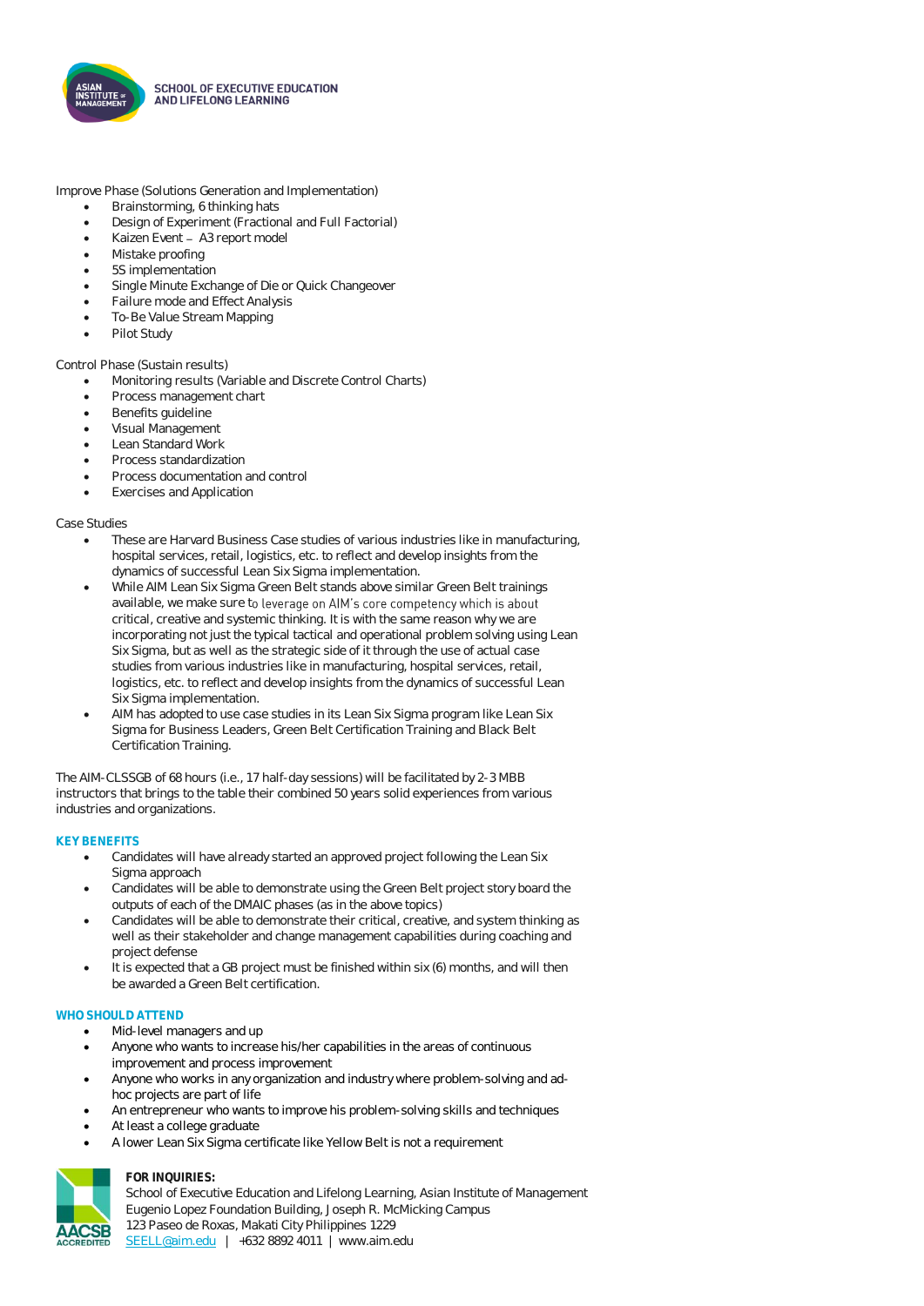Improve Phase (Solutions Generation and Implementation)

- Brainstorming, 6 thinking hats
- Design of Experiment (Fractional and Full Factorial)
- Kaizen Event – A3 report model
- Mistake proofing
- 5S implementation
- Single Minute Exchange of Die or Quick Changeover
- Failure mode and Effect Analysis
- To-Be Value Stream Mapping
- Pilot Study

Control Phase (Sustain results)

- Monitoring results (Variable and Discrete Control Charts)
- Process management chart
- Benefits guideline
- Visual Management
- Lean Standard Work
- Process standardization
- Process documentation and control
- Exercises and Application

Case Studies

- These are Harvard Business Case studies of various industries like in manufacturing, hospital services, retail, logistics, etc. to reflect and develop insights from the dynamics of successful Lean Six Sigma implementation.
- While AIM Lean Six Sigma Green Belt stands above similar Green Belt trainings available, we make sure to leverage on AIM's core competency which is about critical, creative and systemic thinking. It is with the same reason why we are incorporating not just the typical tactical and operational problem solving using Lean Six Sigma, but as well as the strategic side of it through the use of actual case studies from various industries like in manufacturing, hospital services, retail, logistics, etc. to reflect and develop insights from the dynamics of successful Lean Six Sigma implementation.
- AIM has adopted to use case studies in its Lean Six Sigma program like Lean Six Sigma for Business Leaders, Green Belt Certification Training and Black Belt Certification Training.

The AIM-CLSSGB of 68 hours (i.e., 17 half-day sessions) will be facilitated by 2-3 MBB instructors that brings to the table their combined 50 years solid experiences from various industries and organizations.

## KEY BENEFITS

- Candidates will have already started an approved project following the Lean Six Sigma approach
- Candidates will be able to demonstrate using the Green Belt project story board the outputs of each of the DMAIC phases (as in the above topics)
- Candidates will be able to demonstrate their critical, creative, and system thinking as well as their stakeholder and change management capabilities during coaching and project defense
- It is expected that a GB project must be finished within six (6) months, and will then be awarded a Green Belt certification.

## WHO SHOULD ATTEND

- Mid-level managers and up
- Anyone who wants to increase his/her capabilities in the areas of continuous improvement and process improvement
- Anyone who works in any organization and industry where problem-solving and ad-hoc projects are part of life
- An entrepreneur who wants to improve his problem-solving skills and techniques
- At least a college graduate
- A lower Lean Six Sigma certificate like Yellow Belt is not a requirement

**FOR INQUIRIES:**
School of Executive Education and Lifelong Learning, Asian Institute of Management
Eugenio Lopez Foundation Building, Joseph R. McMicking Campus
123 Paseo de Roxas, Makati City Philippines 1229
SEELL@aim.edu | +632 8892 4011 | www.aim.edu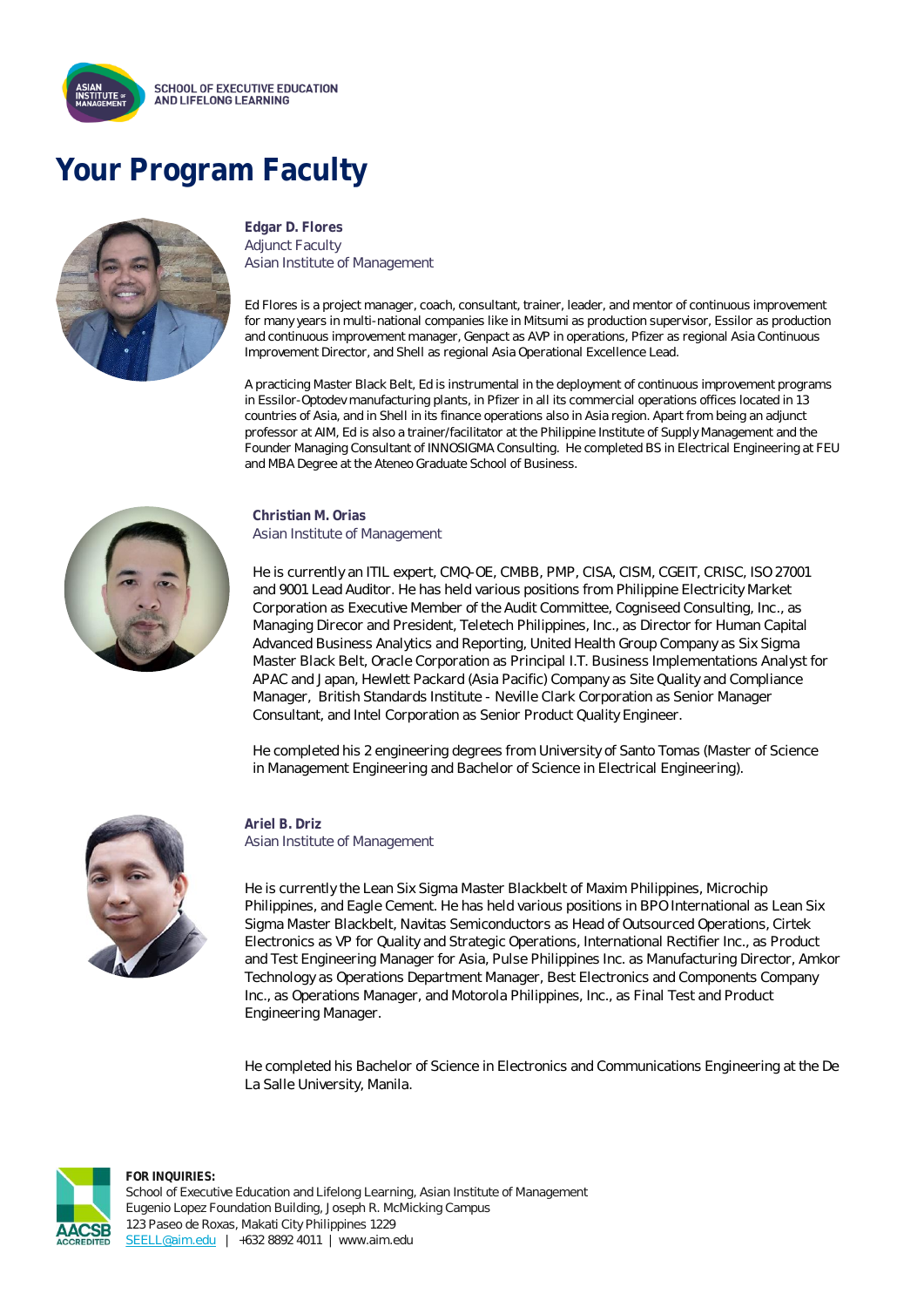SCHOOL OF EXECUTIVE EDUCATION AND LIFELONG LEARNING

# Your Program Faculty

**Edgar D. Flores**
Adjunct Faculty
Asian Institute of Management

Ed Flores is a project manager, coach, consultant, trainer, leader, and mentor of continuous improvement for many years in multi-national companies like in Mitsumi as production supervisor, Essilor as production and continuous improvement manager, Genpact as AVP in operations, Pfizer as regional Asia Continuous Improvement Director, and Shell as regional Asia Operational Excellence Lead.

A practicing Master Black Belt, Ed is instrumental in the deployment of continuous improvement programs in Essilor-Optodev manufacturing plants, in Pfizer in all its commercial operations offices located in 13 countries of Asia, and in Shell in its finance operations also in Asia region. Apart from being an adjunct professor at AIM, Ed is also a trainer/facilitator at the Philippine Institute of Supply Management and the Founder Managing Consultant of INNOSIGMA Consulting. He completed BS in Electrical Engineering at FEU and MBA Degree at the Ateneo Graduate School of Business.

**Christian M. Orias**
Asian Institute of Management

He is currently an ITIL expert, CMQ-OE, CMBB, PMP, CISA, CISM, CGEIT, CRISC, ISO 27001 and 9001 Lead Auditor. He has held various positions from Philippine Electricity Market Corporation as Executive Member of the Audit Committee, Cogniseed Consulting, Inc., as Managing Direcor and President, Teletech Philippines, Inc., as Director for Human Capital Advanced Business Analytics and Reporting, United Health Group Company as Six Sigma Master Black Belt, Oracle Corporation as Principal I.T. Business Implementations Analyst for APAC and Japan, Hewlett Packard (Asia Pacific) Company as Site Quality and Compliance Manager, British Standards Institute - Neville Clark Corporation as Senior Manager Consultant, and Intel Corporation as Senior Product Quality Engineer.

He completed his 2 engineering degrees from University of Santo Tomas (Master of Science in Management Engineering and Bachelor of Science in Electrical Engineering).

**Ariel B. Driz**
Asian Institute of Management

He is currently the Lean Six Sigma Master Blackbelt of Maxim Philippines, Microchip Philippines, and Eagle Cement. He has held various positions in BPO International as Lean Six Sigma Master Blackbelt, Navitas Semiconductors as Head of Outsourced Operations, Cirtek Electronics as VP for Quality and Strategic Operations, International Rectifier Inc., as Product and Test Engineering Manager for Asia, Pulse Philippines Inc. as Manufacturing Director, Amkor Technology as Operations Department Manager, Best Electronics and Components Company Inc., as Operations Manager, and Motorola Philippines, Inc., as Final Test and Product Engineering Manager.

He completed his Bachelor of Science in Electronics and Communications Engineering at the De La Salle University, Manila.

**FOR INQUIRIES:**
School of Executive Education and Lifelong Learning, Asian Institute of Management
Eugenio Lopez Foundation Building, Joseph R. McMicking Campus
123 Paseo de Roxas, Makati City Philippines 1229
SEELL@aim.edu | +632 8892 4011 | www.aim.edu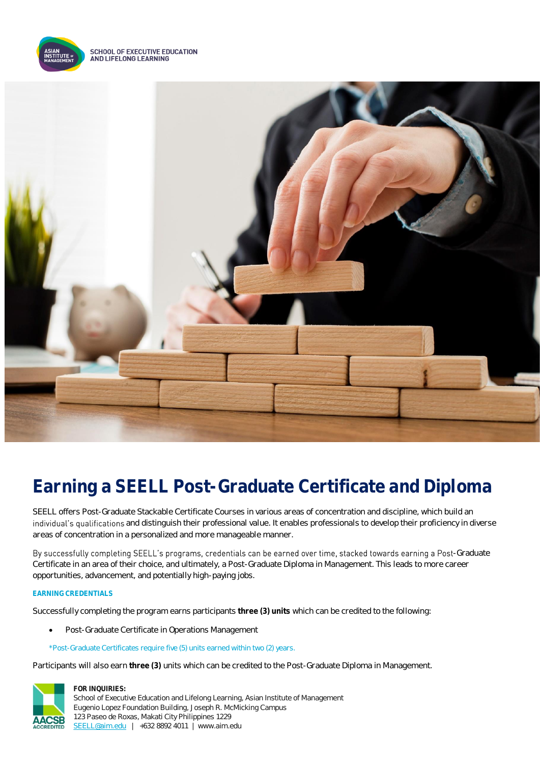SCHOOL OF EXECUTIVE EDUCATION AND LIFELONG LEARNING

# Earning a SEELL Post-Graduate Certificate and Diploma

SEELL offers Post-Graduate Stackable Certificate Courses in various areas of concentration and discipline, which build an individual's qualifications and distinguish their professional value. It enables professionals to develop their proficiency in diverse areas of concentration in a personalized and more manageable manner.

By successfully completing SEELL's programs, credentials can be earned over time, stacked towards earning a Post-Graduate Certificate in an area of their choice, and ultimately, a Post-Graduate Diploma in Management. This leads to more career opportunities, advancement, and potentially high-paying jobs.

### EARNING CREDENTIALS

Successfully completing the program earns participants **three (3) units** which can be credited to the following:

- Post-Graduate Certificate in Operations Management

*Post-Graduate Certificates require five (5) units earned within two (2) years.

Participants will also earn **three (3)** units which can be credited to the Post-Graduate Diploma in Management.

**FOR INQUIRIES:**
School of Executive Education and Lifelong Learning, Asian Institute of Management
Eugenio Lopez Foundation Building, Joseph R. McMicking Campus
123 Paseo de Roxas, Makati City Philippines 1229
SEELL@aim.edu | +632 8892 4011 | www.aim.edu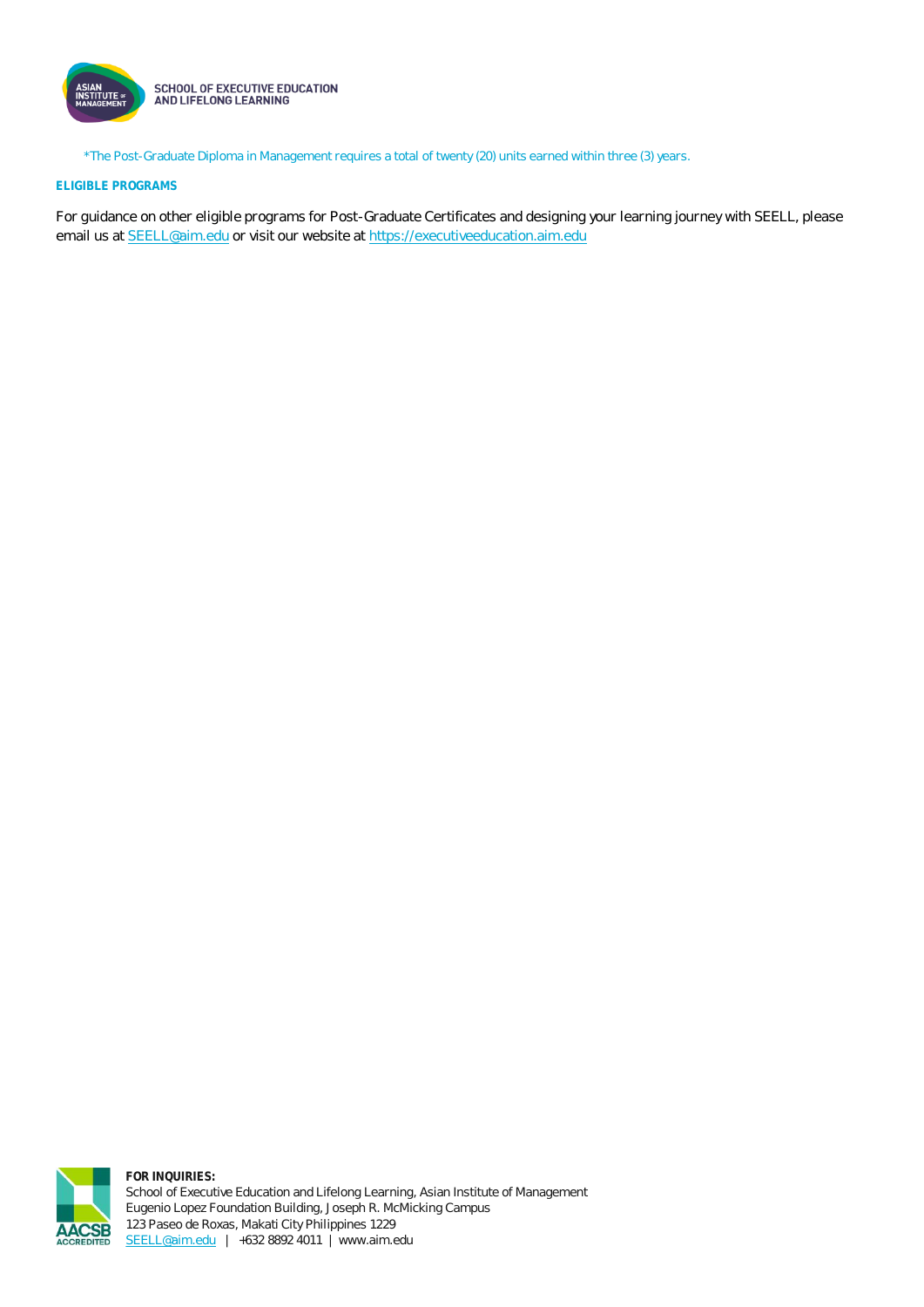*The Post-Graduate Diploma in Management requires a total of twenty (20) units earned within three (3) years.

**ELIGIBLE PROGRAMS**

For guidance on other eligible programs for Post-Graduate Certificates and designing your learning journey with SEELL, please email us at SEELL@aim.edu or visit our website at https://executiveeducation.aim.edu

**FOR INQUIRIES:**
School of Executive Education and Lifelong Learning, Asian Institute of Management
Eugenio Lopez Foundation Building, Joseph R. McMicking Campus
123 Paseo de Roxas, Makati City Philippines 1229
SEELL@aim.edu | +632 8892 4011 | www.aim.edu